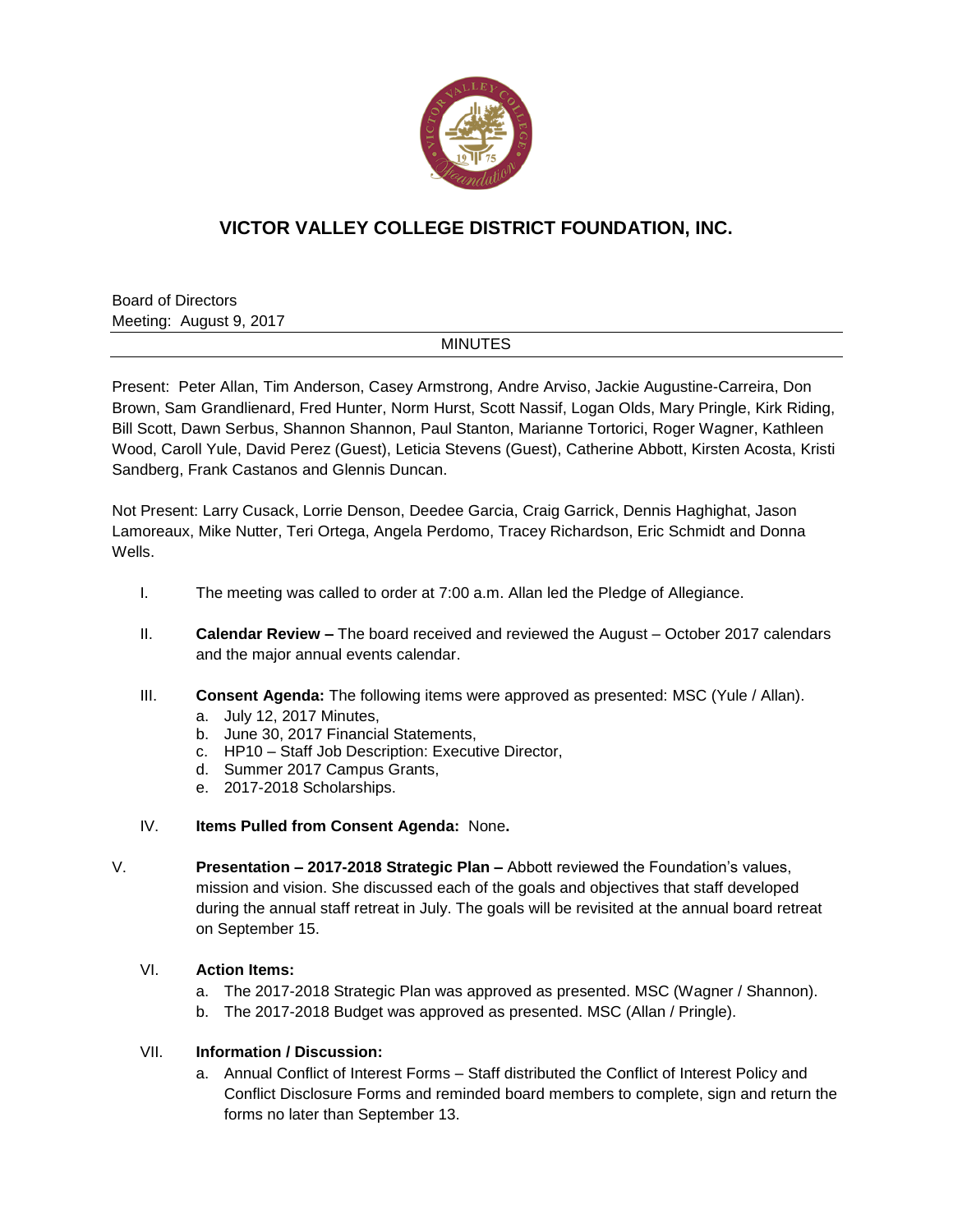# VICTOR VALLEY COLLEGE DISTRICT FOUNDATION, INC.

Board of Directors
Meeting: August 9, 2017

MINUTES

Present: Peter Allan, Tim Anderson, Casey Armstrong, Andre Arviso, Jackie Augustine-Carreira, Don Brown, Sam Grandlienard, Fred Hunter, Norm Hurst, Scott Nassif, Logan Olds, Mary Pringle, Kirk Riding, Bill Scott, Dawn Serbus, Shannon Shannon, Paul Stanton, Marianne Tortorici, Roger Wagner, Kathleen Wood, Caroll Yule, David Perez (Guest), Leticia Stevens (Guest), Catherine Abbott, Kirsten Acosta, Kristi Sandberg, Frank Castanos and Glennis Duncan.

Not Present: Larry Cusack, Lorrie Denson, Deedee Garcia, Craig Garrick, Dennis Haghighat, Jason Lamoreaux, Mike Nutter, Teri Ortega, Angela Perdomo, Tracey Richardson, Eric Schmidt and Donna Wells.

I. The meeting was called to order at 7:00 a.m. Allan led the Pledge of Allegiance.

II. **Calendar Review –** The board received and reviewed the August – October 2017 calendars and the major annual events calendar.

III. **Consent Agenda:** The following items were approved as presented: MSC (Yule / Allan).
   a. July 12, 2017 Minutes,
   b. June 30, 2017 Financial Statements,
   c. HP10 – Staff Job Description: Executive Director,
   d. Summer 2017 Campus Grants,
   e. 2017-2018 Scholarships.

IV. **Items Pulled from Consent Agenda:** None**.**

V. **Presentation – 2017-2018 Strategic Plan –** Abbott reviewed the Foundation's values, mission and vision. She discussed each of the goals and objectives that staff developed during the annual staff retreat in July. The goals will be revisited at the annual board retreat on September 15.

VI. **Action Items:**
   a. The 2017-2018 Strategic Plan was approved as presented. MSC (Wagner / Shannon).
   b. The 2017-2018 Budget was approved as presented. MSC (Allan / Pringle).

VII. **Information / Discussion:**
   a. Annual Conflict of Interest Forms – Staff distributed the Conflict of Interest Policy and Conflict Disclosure Forms and reminded board members to complete, sign and return the forms no later than September 13.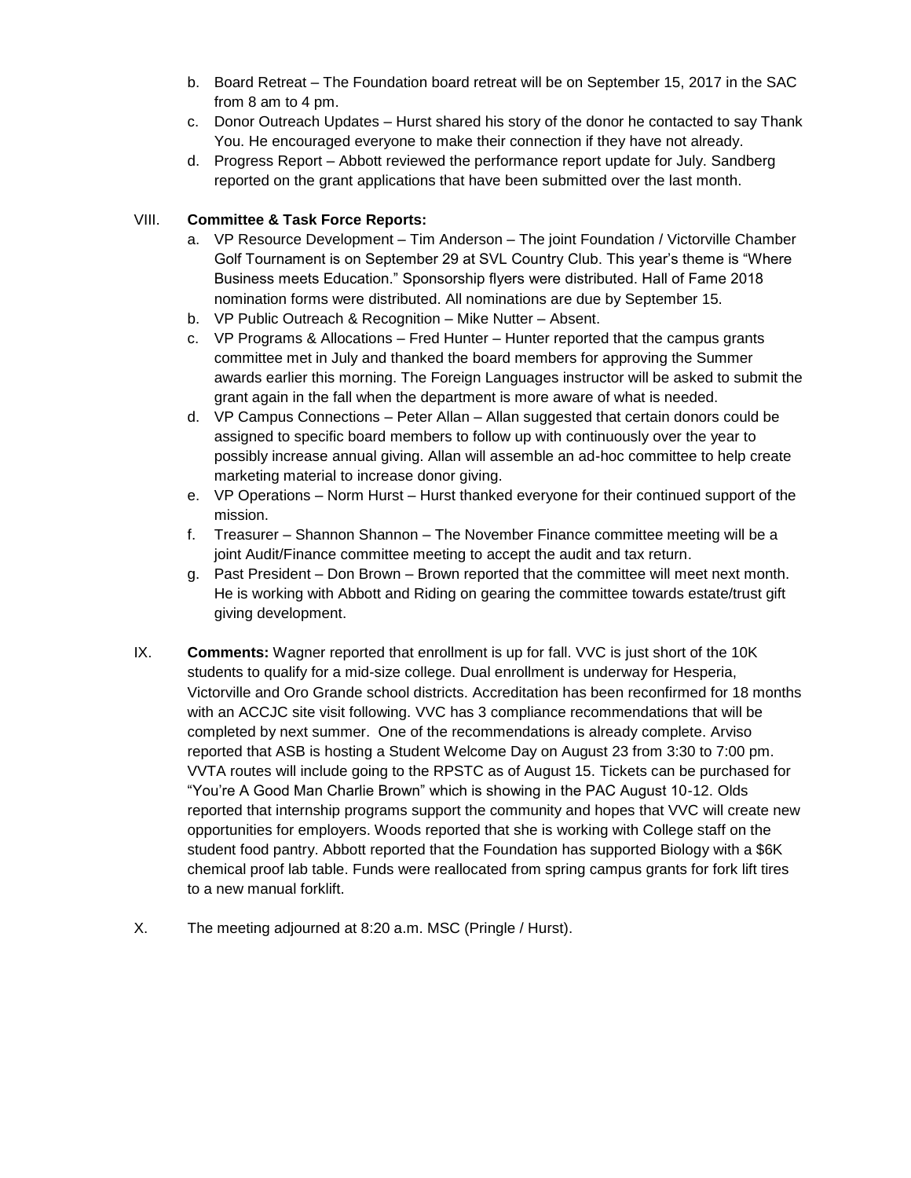b. Board Retreat – The Foundation board retreat will be on September 15, 2017 in the SAC from 8 am to 4 pm.
c. Donor Outreach Updates – Hurst shared his story of the donor he contacted to say Thank You. He encouraged everyone to make their connection if they have not already.
d. Progress Report – Abbott reviewed the performance report update for July. Sandberg reported on the grant applications that have been submitted over the last month.

VIII. **Committee & Task Force Reports:**

a. VP Resource Development – Tim Anderson – The joint Foundation / Victorville Chamber Golf Tournament is on September 29 at SVL Country Club. This year's theme is "Where Business meets Education." Sponsorship flyers were distributed. Hall of Fame 2018 nomination forms were distributed. All nominations are due by September 15.
b. VP Public Outreach & Recognition – Mike Nutter – Absent.
c. VP Programs & Allocations – Fred Hunter – Hunter reported that the campus grants committee met in July and thanked the board members for approving the Summer awards earlier this morning. The Foreign Languages instructor will be asked to submit the grant again in the fall when the department is more aware of what is needed.
d. VP Campus Connections – Peter Allan – Allan suggested that certain donors could be assigned to specific board members to follow up with continuously over the year to possibly increase annual giving. Allan will assemble an ad-hoc committee to help create marketing material to increase donor giving.
e. VP Operations – Norm Hurst – Hurst thanked everyone for their continued support of the mission.
f. Treasurer – Shannon Shannon – The November Finance committee meeting will be a joint Audit/Finance committee meeting to accept the audit and tax return.
g. Past President – Don Brown – Brown reported that the committee will meet next month. He is working with Abbott and Riding on gearing the committee towards estate/trust gift giving development.

IX. **Comments:** Wagner reported that enrollment is up for fall. VVC is just short of the 10K students to qualify for a mid-size college. Dual enrollment is underway for Hesperia, Victorville and Oro Grande school districts. Accreditation has been reconfirmed for 18 months with an ACCJC site visit following. VVC has 3 compliance recommendations that will be completed by next summer. One of the recommendations is already complete. Arviso reported that ASB is hosting a Student Welcome Day on August 23 from 3:30 to 7:00 pm. VVTA routes will include going to the RPSTC as of August 15. Tickets can be purchased for "You're A Good Man Charlie Brown" which is showing in the PAC August 10-12. Olds reported that internship programs support the community and hopes that VVC will create new opportunities for employers. Woods reported that she is working with College staff on the student food pantry. Abbott reported that the Foundation has supported Biology with a $6K chemical proof lab table. Funds were reallocated from spring campus grants for fork lift tires to a new manual forklift.

X. The meeting adjourned at 8:20 a.m. MSC (Pringle / Hurst).